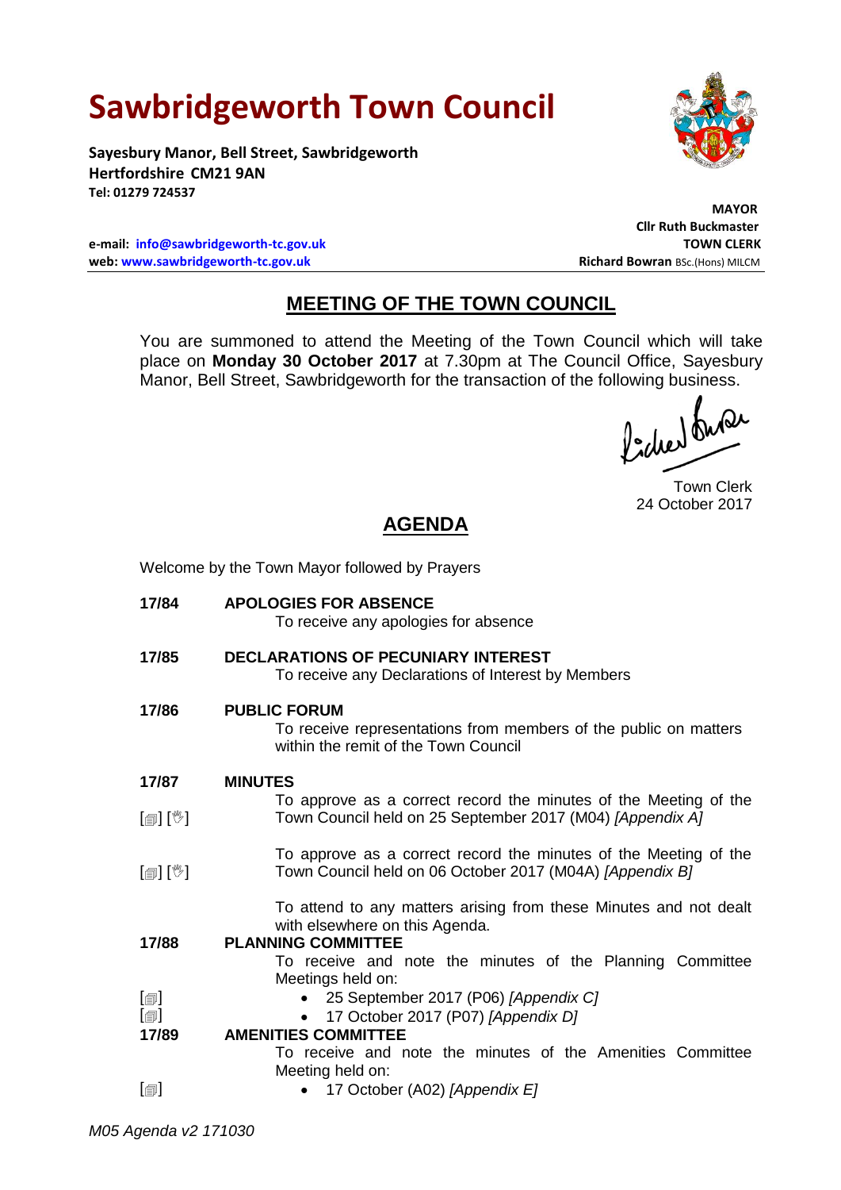# Sawbridgeworth Town Council

**Sayesbury Manor, Bell Street, Sawbridgeworth**
**Hertfordshire CM21 9AN**
**Tel: 01279 724537**

**MAYOR**
**Cllr Ruth Buckmaster**

**e-mail: info@sawbridgeworth-tc.gov.uk**
**TOWN CLERK**
**web: www.sawbridgeworth-tc.gov.uk**
**Richard Bowran** BSc.(Hons) MILCM

## MEETING OF THE TOWN COUNCIL

You are summoned to attend the Meeting of the Town Council which will take place on **Monday 30 October 2017** at 7.30pm at The Council Office, Sayesbury Manor, Bell Street, Sawbridgeworth for the transaction of the following business.

Town Clerk
24 October 2017

## AGENDA

Welcome by the Town Mayor followed by Prayers

**17/84 APOLOGIES FOR ABSENCE**
To receive any apologies for absence

**17/85 DECLARATIONS OF PECUNIARY INTEREST**
To receive any Declarations of Interest by Members

**17/86 PUBLIC FORUM**
To receive representations from members of the public on matters within the remit of the Town Council

**17/87 MINUTES**

[▤] [✋] To approve as a correct record the minutes of the Meeting of the Town Council held on 25 September 2017 (M04) *[Appendix A]*

[▤] [✋] To approve as a correct record the minutes of the Meeting of the Town Council held on 06 October 2017 (M04A) *[Appendix B]*

To attend to any matters arising from these Minutes and not dealt with elsewhere on this Agenda.

**17/88 PLANNING COMMITTEE**
To receive and note the minutes of the Planning Committee Meetings held on:

[▤] • 25 September 2017 (P06) *[Appendix C]*
[▤] • 17 October 2017 (P07) *[Appendix D]*

**17/89 AMENITIES COMMITTEE**
To receive and note the minutes of the Amenities Committee Meeting held on:

[▤] • 17 October (A02) *[Appendix E]*

*M05 Agenda v2 171030*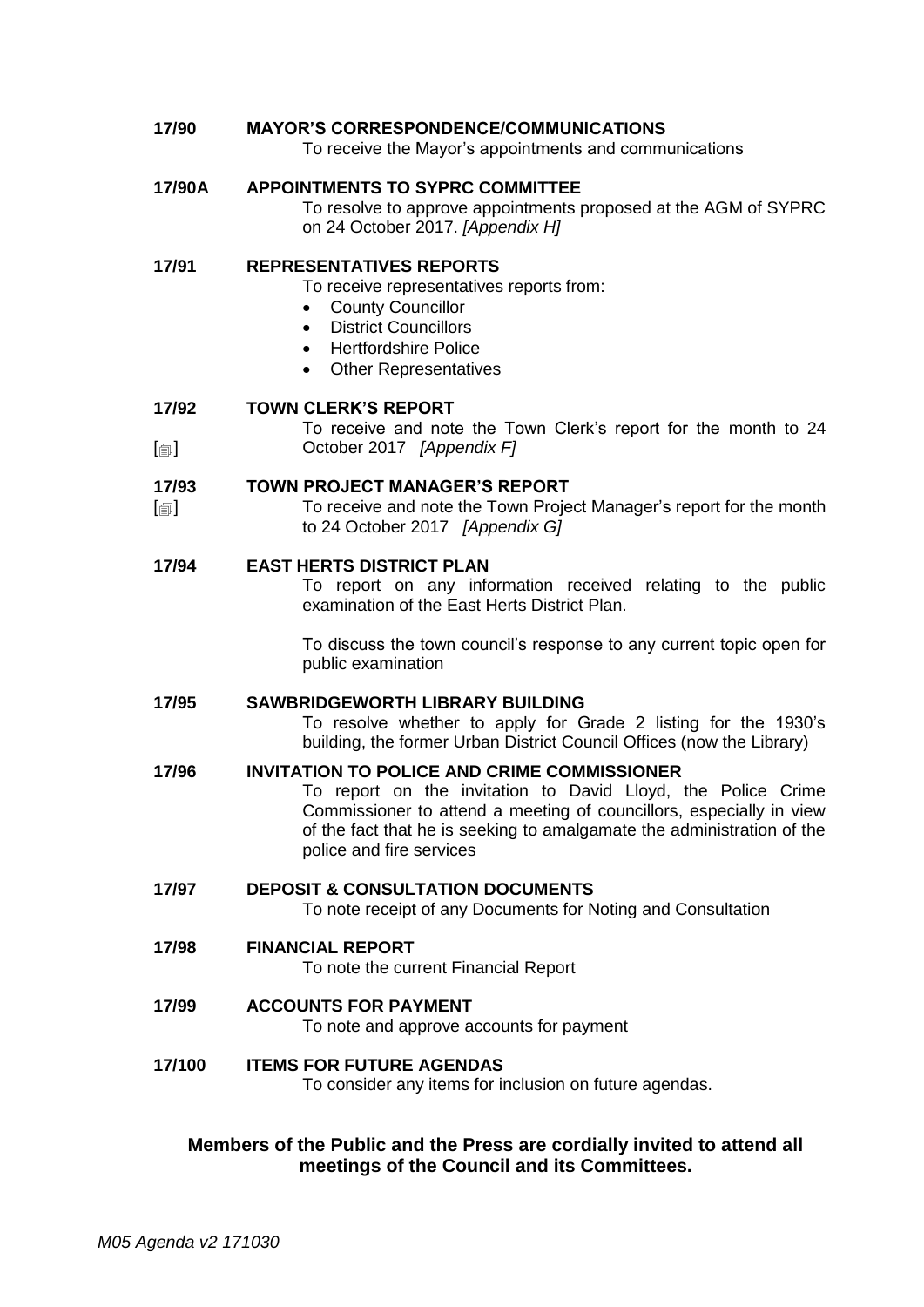**17/90 MAYOR'S CORRESPONDENCE/COMMUNICATIONS**

To receive the Mayor's appointments and communications

**17/90A APPOINTMENTS TO SYPRC COMMITTEE**

To resolve to approve appointments proposed at the AGM of SYPRC on 24 October 2017. *[Appendix H]*

**17/91 REPRESENTATIVES REPORTS**

To receive representatives reports from:

- County Councillor
- District Councillors
- Hertfordshire Police
- Other Representatives

**17/92 TOWN CLERK'S REPORT**

[🗐] To receive and note the Town Clerk's report for the month to 24 October 2017 *[Appendix F]*

**17/93 TOWN PROJECT MANAGER'S REPORT**

[🗐] To receive and note the Town Project Manager's report for the month to 24 October 2017 *[Appendix G]*

**17/94 EAST HERTS DISTRICT PLAN**

To report on any information received relating to the public examination of the East Herts District Plan.

To discuss the town council's response to any current topic open for public examination

**17/95 SAWBRIDGEWORTH LIBRARY BUILDING**

To resolve whether to apply for Grade 2 listing for the 1930's building, the former Urban District Council Offices (now the Library)

**17/96 INVITATION TO POLICE AND CRIME COMMISSIONER**

To report on the invitation to David Lloyd, the Police Crime Commissioner to attend a meeting of councillors, especially in view of the fact that he is seeking to amalgamate the administration of the police and fire services

**17/97 DEPOSIT & CONSULTATION DOCUMENTS**

To note receipt of any Documents for Noting and Consultation

**17/98 FINANCIAL REPORT**

To note the current Financial Report

**17/99 ACCOUNTS FOR PAYMENT**

To note and approve accounts for payment

**17/100 ITEMS FOR FUTURE AGENDAS**

To consider any items for inclusion on future agendas.

**Members of the Public and the Press are cordially invited to attend all meetings of the Council and its Committees.**

*M05 Agenda v2 171030*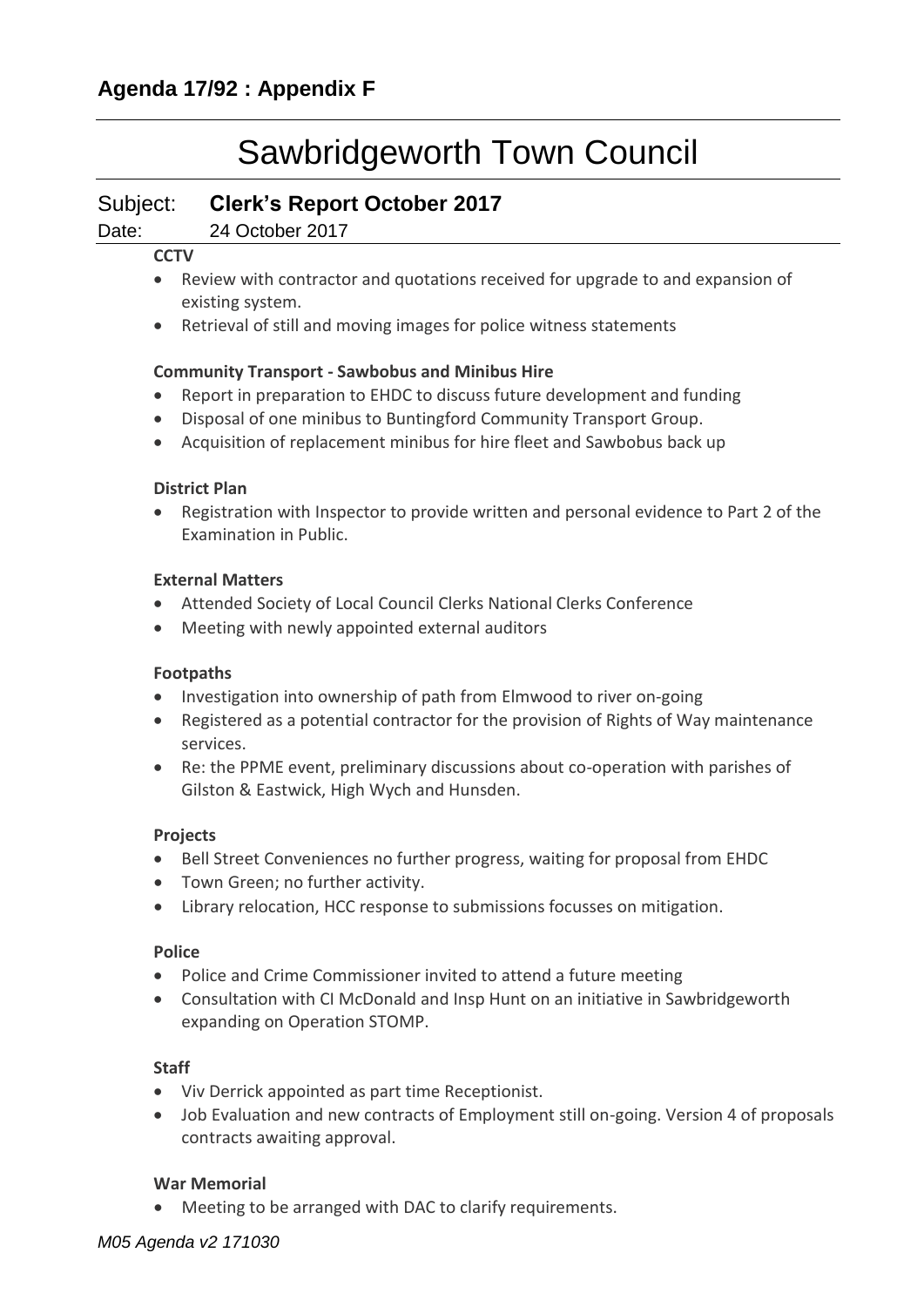## Agenda 17/92 : Appendix F

# Sawbridgeworth Town Council

Subject: **Clerk's Report October 2017**

Date: 24 October 2017

**CCTV**

- Review with contractor and quotations received for upgrade to and expansion of existing system.
- Retrieval of still and moving images for police witness statements

**Community Transport - Sawbobus and Minibus Hire**

- Report in preparation to EHDC to discuss future development and funding
- Disposal of one minibus to Buntingford Community Transport Group.
- Acquisition of replacement minibus for hire fleet and Sawbobus back up

**District Plan**

- Registration with Inspector to provide written and personal evidence to Part 2 of the Examination in Public.

**External Matters**

- Attended Society of Local Council Clerks National Clerks Conference
- Meeting with newly appointed external auditors

**Footpaths**

- Investigation into ownership of path from Elmwood to river on-going
- Registered as a potential contractor for the provision of Rights of Way maintenance services.
- Re: the PPME event, preliminary discussions about co-operation with parishes of Gilston & Eastwick, High Wych and Hunsden.

**Projects**

- Bell Street Conveniences no further progress, waiting for proposal from EHDC
- Town Green; no further activity.
- Library relocation, HCC response to submissions focusses on mitigation.

**Police**

- Police and Crime Commissioner invited to attend a future meeting
- Consultation with CI McDonald and Insp Hunt on an initiative in Sawbridgeworth expanding on Operation STOMP.

**Staff**

- Viv Derrick appointed as part time Receptionist.
- Job Evaluation and new contracts of Employment still on-going. Version 4 of proposals contracts awaiting approval.

**War Memorial**

- Meeting to be arranged with DAC to clarify requirements.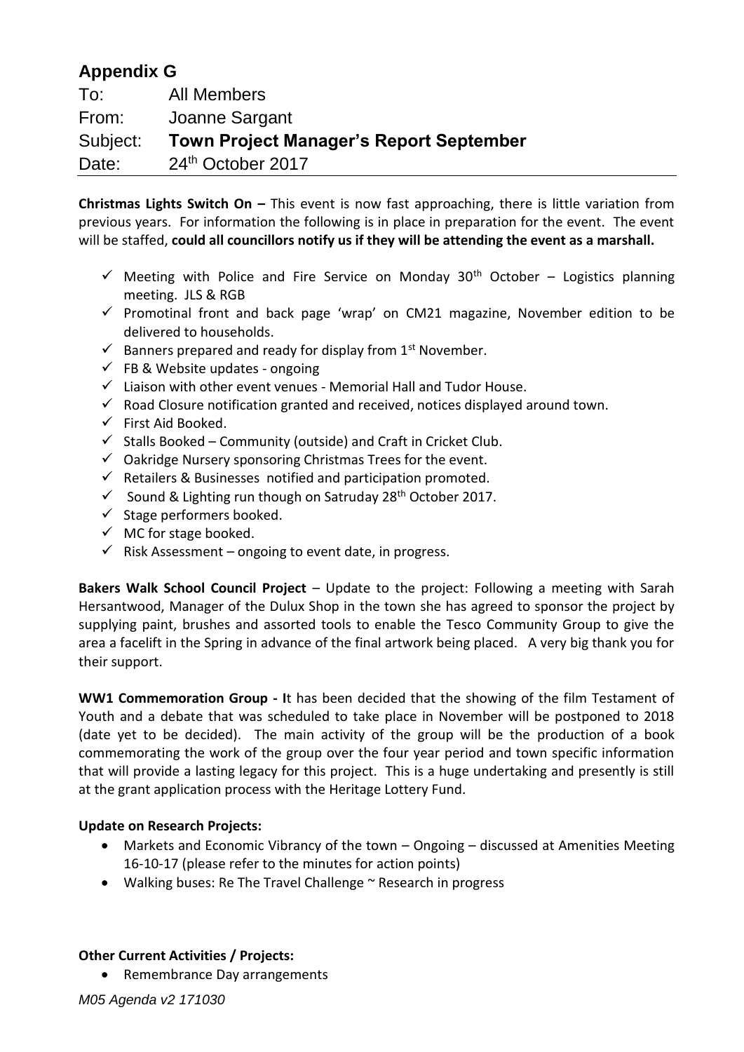## Appendix G

To: All Members

From: Joanne Sargant

Subject: **Town Project Manager's Report September**

Date: 24th October 2017

---

**Christmas Lights Switch On –** This event is now fast approaching, there is little variation from previous years. For information the following is in place in preparation for the event. The event will be staffed, **could all councillors notify us if they will be attending the event as a marshall.**

- ✓ Meeting with Police and Fire Service on Monday 30th October – Logistics planning meeting. JLS & RGB
- ✓ Promotinal front and back page 'wrap' on CM21 magazine, November edition to be delivered to households.
- ✓ Banners prepared and ready for display from 1st November.
- ✓ FB & Website updates - ongoing
- ✓ Liaison with other event venues - Memorial Hall and Tudor House.
- ✓ Road Closure notification granted and received, notices displayed around town.
- ✓ First Aid Booked.
- ✓ Stalls Booked – Community (outside) and Craft in Cricket Club.
- ✓ Oakridge Nursery sponsoring Christmas Trees for the event.
- ✓ Retailers & Businesses notified and participation promoted.
- ✓ Sound & Lighting run though on Satruday 28th October 2017.
- ✓ Stage performers booked.
- ✓ MC for stage booked.
- ✓ Risk Assessment – ongoing to event date, in progress.

**Bakers Walk School Council Project** – Update to the project: Following a meeting with Sarah Hersantwood, Manager of the Dulux Shop in the town she has agreed to sponsor the project by supplying paint, brushes and assorted tools to enable the Tesco Community Group to give the area a facelift in the Spring in advance of the final artwork being placed. A very big thank you for their support.

**WW1 Commemoration Group - I**t has been decided that the showing of the film Testament of Youth and a debate that was scheduled to take place in November will be postponed to 2018 (date yet to be decided). The main activity of the group will be the production of a book commemorating the work of the group over the four year period and town specific information that will provide a lasting legacy for this project. This is a huge undertaking and presently is still at the grant application process with the Heritage Lottery Fund.

**Update on Research Projects:**

- Markets and Economic Vibrancy of the town – Ongoing – discussed at Amenities Meeting 16-10-17 (please refer to the minutes for action points)
- Walking buses: Re The Travel Challenge ~ Research in progress

**Other Current Activities / Projects:**

- Remembrance Day arrangements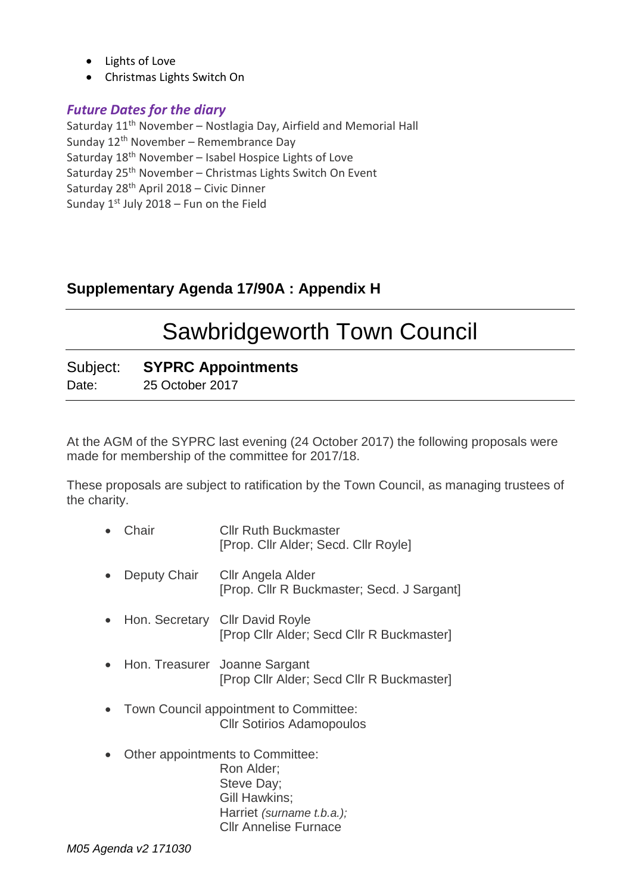- Lights of Love
- Christmas Lights Switch On

### *Future Dates for the diary*

Saturday 11th November – Nostlagia Day, Airfield and Memorial Hall
Sunday 12th November – Remembrance Day
Saturday 18th November – Isabel Hospice Lights of Love
Saturday 25th November – Christmas Lights Switch On Event
Saturday 28th April 2018 – Civic Dinner
Sunday 1st July 2018 – Fun on the Field

## Supplementary Agenda 17/90A : Appendix H

# Sawbridgeworth Town Council

Subject: **SYPRC Appointments**
Date: 25 October 2017

At the AGM of the SYPRC last evening (24 October 2017) the following proposals were made for membership of the committee for 2017/18.

These proposals are subject to ratification by the Town Council, as managing trustees of the charity.

- Chair — Cllr Ruth Buckmaster
  [Prop. Cllr Alder; Secd. Cllr Royle]
- Deputy Chair — Cllr Angela Alder
  [Prop. Cllr R Buckmaster; Secd. J Sargant]
- Hon. Secretary — Cllr David Royle
  [Prop Cllr Alder; Secd Cllr R Buckmaster]
- Hon. Treasurer — Joanne Sargant
  [Prop Cllr Alder; Secd Cllr R Buckmaster]
- Town Council appointment to Committee:
  Cllr Sotirios Adamopoulos
- Other appointments to Committee:
  Ron Alder;
  Steve Day;
  Gill Hawkins;
  Harriet *(surname t.b.a.);*
  Cllr Annelise Furnace

*M05 Agenda v2 171030*